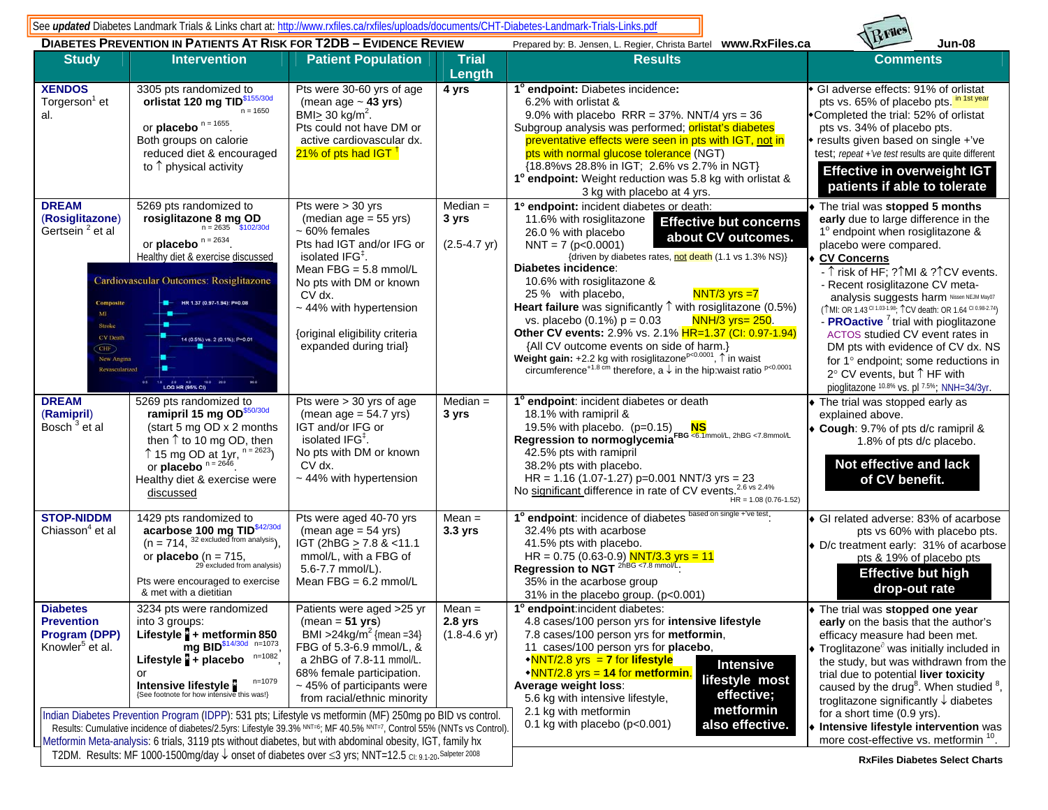See ***updated*** Diabetes Landmark Trials & Links chart at: http://www.rxfiles.ca/rxfiles/uploads/documents/CHT-Diabetes-Landmark-Trials-Links.pdf

## DIABETES PREVENTION IN PATIENTS AT RISK FOR T2DB – EVIDENCE REVIEW

Prepared by: B. Jensen, L. Regier, Christa Bartel **www.RxFiles.ca** Jun-08

| Study | Intervention | Patient Population | Trial Length | Results | Comments |
|---|---|---|---|---|---|
| **XENDOS** Torgerson[1] et al. | 3305 pts randomized to **orlistat 120 mg TID**[$155/30d] n = 1650 or **placebo** n = 1655. Both groups on calorie reduced diet & encouraged to ↑ physical activity | Pts were 30-60 yrs of age (mean age ~ **43 yrs**) BMI≥ 30 kg/$m^2$. Pts could not have DM or active cardiovascular dx. 21% of pts had IGT ↑ | **4 yrs** | **1° endpoint:** Diabetes incidence: 6.2% with orlistat & 9.0% with placebo RRR = 37%. NNT/4 yrs = 36. Subgroup analysis was performed; orlistat's diabetes preventative effects were seen in pts with IGT, not in pts with normal glucose tolerance (NGT) {18.8%vs 28.8% in IGT; 2.6% vs 2.7% in NGT} **1° endpoint:** Weight reduction was 5.8 kg with orlistat & 3 kg with placebo at 4 yrs. | • GI adverse effects: 91% of orlistat pts vs. 65% of placebo pts. in 1st year • Completed the trial: 52% of orlistat pts vs. 34% of placebo pts. • results given based on single +'ve test; *repeat +'ve test results are quite different* **Effective in overweight IGT patients if able to tolerate** |
| **DREAM (Rosiglitazone)** Gertsein[2] et al | 5269 pts randomized to **rosiglitazone 8 mg OD** n = 2635 $102/30d or **placebo** n = 2634. Healthy diet & exercise discussed. [Figure: Cardiovascular Outcomes: Rosiglitazone — Composite HR 1.37 (0.97-1.94): P=0.08; MI; Stroke; CV Death; CHF 14 (0.5%) vs. 2 (0.1%); P=0.01; New Angina; Revascularized; LOG HR (95% CI)] | Pts were > 30 yrs (median age = 55 yrs) ~ 60% females. Pts had IGT and/or IFG or isolated IFG‡. Mean FBG = 5.8 mmol/L. No pts with DM or known CV dx. ~ 44% with hypertension. {original eligibility criteria expanded during trial} | Median = **3 yrs** (2.5-4.7 yr) | **1° endpoint:** incident diabetes or death: 11.6% with rosiglitazone, 26.0 % with placebo, NNT = 7 (p<0.0001) {driven by diabetes rates, not death (1.1 vs 1.3% NS)} **Effective but concerns about CV outcomes.** **Diabetes incidence**: 10.6% with rosiglitazone & 25 % with placebo, NNT/3 yrs =7. **Heart failure** was significantly ↑ with rosiglitazone (0.5%) vs. placebo (0.1%) p = 0.03 NNH/3 yrs= 250. **Other CV events:** 2.9% vs. 2.1% HR=1.37 (CI: 0.97-1.94) {All CV outcome events on side of harm.} **Weight gain:** +2.2 kg with rosiglitazone p<0.0001, ↑ in waist circumference +1.8 cm therefore, a ↓ in the hip:waist ratio p<0.0001 | • The trial was **stopped 5 months early** due to large difference in the 1° endpoint when rosiglitazone & placebo were compared. • **CV Concerns** - ↑ risk of HF; ?↑MI & ?↑CV events. - Recent rosiglitazone CV meta-analysis suggests harm Nissen NEJM May07 (↑MI: OR 1.43 CI 1.03-1.98; ↑CV death: OR 1.64 CI 0.98-2.74) - **PROactive**[7] trial with pioglitazone ACTOS studied CV event rates in DM pts with evidence of CV dx. NS for 1° endpoint; some reductions in 2° CV events, but ↑ HF with pioglitazone 10.8% vs. pl 7.5%; NNH=34/3yr. |
| **DREAM (Ramipril)** Bosch[3] et al | 5269 pts randomized to **ramipril 10 mg OD**[$50/30d] (start 5 mg OD x 2 months then ↑ to 10 mg OD, then ↑ 15 mg OD at 1yr, n = 2623) or **placebo** n = 2646. Healthy diet & exercise were discussed | Pts were > 30 yrs of age (mean age = 54.7 yrs) IGT and/or IFG or isolated IFG‡. No pts with DM or known CV dx. ~ 44% with hypertension | Median = **3 yrs** | **1° endpoint**: incident diabetes or death: 18.1% with ramipril & 19.5% with placebo. (p=0.15) **NS**. **Regression to normoglycemia** FBG <6.1mmol/L, 2hBG <7.8mmol/L: 42.5% pts with ramipril, 38.2% pts with placebo. HR = 1.16 (1.07-1.27) p=0.001 NNT/3 yrs = 23. No significant difference in rate of CV events. 2.6 vs 2.4% HR = 1.08 (0.76-1.52) | • The trial was stopped early as explained above. • **Cough**: 9.7% of pts d/c ramipril & 1.8% of pts d/c placebo. **Not effective and lack of CV benefit.** |
| **STOP-NIDDM** Chiasson[4] et al | 1429 pts randomized to **acarbose 100 mg TID**[$42/30d] (n = 714, 32 excluded from analysis), or **placebo** (n = 715, 29 excluded from analysis). Pts were encouraged to exercise & met with a dietitian | Pts were aged 40-70 yrs (mean age = 54 yrs) IGT (2hBG ≥ 7.8 & <11.1 mmol/L, with a FBG of 5.6-7.7 mmol/L). Mean FBG = 6.2 mmol/L | Mean = **3.3 yrs** | **1° endpoint**: incidence of diabetes based on single +'ve test: 32.4% pts with acarbose, 41.5% pts with placebo. HR = 0.75 (0.63-0.9) NNT/3.3 yrs = 11. **Regression to NGT** 2hBG <7.8 mmol/L: 35% in the acarbose group, 31% in the placebo group. (p<0.001) | • GI related adverse: 83% of acarbose pts vs 60% with placebo pts. • D/c treatment early: 31% of acarbose pts & 19% of placebo pts **Effective but high drop-out rate** |
| **Diabetes Prevention Program (DPP)** Knowler[5] et al. | 3234 pts were randomized into 3 groups: **Lifestyle ▪ + metformin 850 mg BID**[$14/30d] n=1073, **Lifestyle ▪ + placebo** n=1082, or **Intensive lifestyle ▪** n=1079 {See footnote for how intensive this was!} | Patients were aged >25 yr (mean = **51 yrs**) BMI >24kg/$m^2$ {mean =34} FBG of 5.3-6.9 mmol/L, & a 2hBG of 7.8-11 mmol/L. 68% female participation. ~ 45% of participants were from racial/ethnic minority | Mean = **2.8 yrs** (1.8-4.6 yr) | **1° endpoint**:incident diabetes: 4.8 cases/100 person yrs for **intensive lifestyle**, 7.8 cases/100 person yrs for **metformin**, 11 cases/100 person yrs for **placebo**. • NNT/2.8 yrs = **7** for **lifestyle** • NNT/2.8 yrs = **14** for **metformin**. **Average weight loss**: 5.6 kg with intensive lifestyle, 2.1 kg with metformin, 0.1 kg with placebo (p<0.001) **Intensive lifestyle most effective; metformin also effective.** | • The trial was **stopped one year early** on the basis that the author's efficacy measure had been met. • Troglitazone was initially included in the study, but was withdrawn from the trial due to potential **liver toxicity** caused by the drug[8]. When studied[8], troglitazone significantly ↓ diabetes for a short time (0.9 yrs). • **Intensive lifestyle intervention** was more cost-effective vs. metformin[10]. |

Indian Diabetes Prevention Program (IDPP): 531 pts; Lifestyle vs metformin (MF) 250mg po BID vs control. Results: Cumulative incidence of diabetes/2.5yrs: Lifestyle 39.3% NNT=6; MF 40.5% NNT=7, Control 55% (NNTs vs Control).
Metformin Meta-analysis: 6 trials, 3119 pts without diabetes, but with abdominal obesity, IGT, family hx T2DM. Results: MF 1000-1500mg/day ↓ onset of diabetes over ≤3 yrs; NNT=12.5 CI: 9.1-20. Salpeter 2008

RxFiles Diabetes Select Charts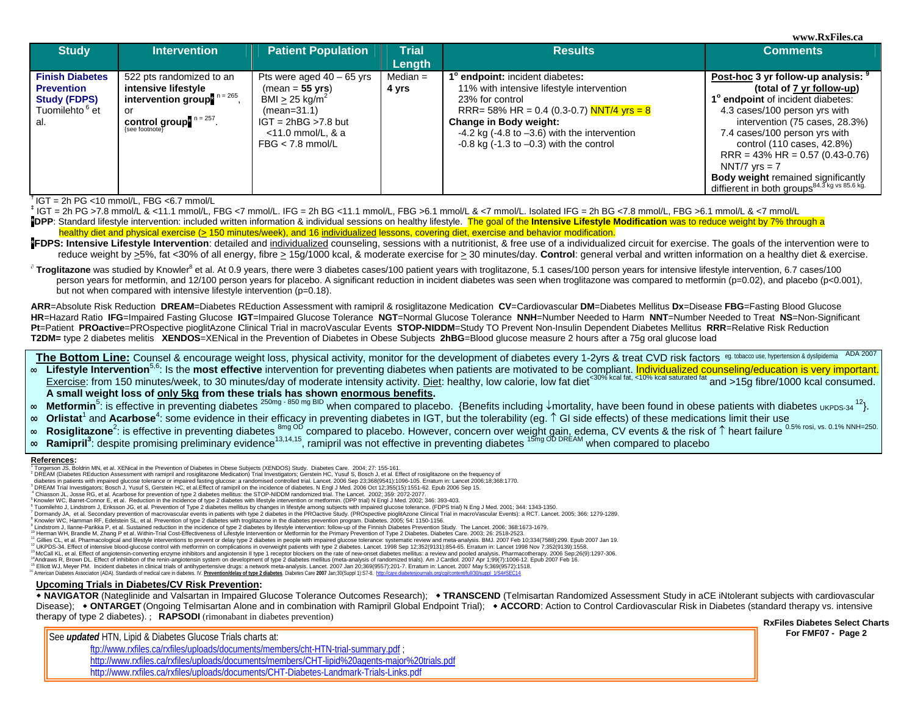| Study | Intervention | Patient Population | Trial Length | Results | Comments |
|---|---|---|---|---|---|
| **Finish Diabetes Prevention Study (FDPS)** Tuomilehto[6] et al. | 522 pts randomized to an **intensive lifestyle intervention group**[*] n = 265, or **control group**[*] n = 257. {see footnote} | Pts were aged 40 – 65 yrs (mean = **55 yrs**) BMI ≥ 25 kg/m² (mean=31.1) IGT = 2hBG >7.8 but <11.0 mmol/L, & a FBG < 7.8 mmol/L | Median = **4 yrs** | **1° endpoint:** incident diabetes**:** 11% with intensive lifestyle intervention 23% for control RRR= 58% HR = 0.4 (0.3-0.7) NNT/4 yrs = 8 **Change in Body weight:** -4.2 kg (-4.8 to –3.6) with the intervention -0.8 kg (-1.3 to –0.3) with the control | **Post-hoc 3 yr follow-up analysis:** [9] **(total of 7 yr follow-up)** **1° endpoint** of incident diabetes: 4.3 cases/100 person yrs with intervention (75 cases, 28.3%) 7.4 cases/100 person yrs with control (110 cases, 42.8%) RRR = 43% HR = 0.57 (0.43-0.76) NNT/7 yrs = 7 **Body weight** remained significantly diffierent in both groups[84.3 kg vs 85.6 kg.] |

† IGT = 2h PG <10 mmol/L, FBG <6.7 mmol/L

‡ IGT = 2h PG >7.8 mmol/L & <11.1 mmol/L, FBG <7 mmol/L. IFG = 2h BG <11.1 mmol/L, FBG >6.1 mmol/L & <7 mmol/L. Isolated IFG = 2h BG <7.8 mmol/L, FBG >6.1 mmol/L & <7 mmol/L

*DPP: Standard lifestyle intervention: included written information & individual sessions on healthy lifestyle. The goal of the **Intensive Lifestyle Modification** was to reduce weight by 7% through a healthy diet and physical exercise (≥ 150 minutes/week), and 16 individualized lessons, covering diet, exercise and behavior modification.

*FDPS: Intensive Lifestyle Intervention: detailed and individualized counseling, sessions with a nutritionist, & free use of a individualized circuit for exercise. The goals of the intervention were to reduce weight by ≥5%, fat <30% of all energy, fibre ≥ 15g/1000 kcal, & moderate exercise for ≥ 30 minutes/day. **Control**: general verbal and written information on a healthy diet & exercise.

∂ **Troglitazone** was studied by Knowler[8] et al. At 0.9 years, there were 3 diabetes cases/100 patient years with troglitazone, 5.1 cases/100 person years for intensive lifestyle intervention, 6.7 cases/100 person years for metformin, and 12/100 person years for placebo. A significant reduction in incident diabetes was seen when troglitazone was compared to metformin (p=0.02), and placebo (p<0.001), but not when compared with intensive lifestyle intervention (p=0.18).

**ARR**=Absolute Risk Reduction **DREAM**=Diabetes REduction Assessment with ramipril & rosiglitazone Medication **CV**=Cardiovascular **DM**=Diabetes Mellitus **Dx**=Disease **FBG**=Fasting Blood Glucose **HR**=Hazard Ratio **IFG**=Impaired Fasting Glucose **IGT**=Impaired Glucose Tolerance **NGT**=Normal Glucose Tolerance **NNH**=Number Needed to Harm **NNT**=Number Needed to Treat **NS**=Non-Significant **Pt**=Patient **PROactive**=PROspective pioglitAzone Clinical Trial in macroVascular Events **STOP-NIDDM**=Study TO Prevent Non-Insulin Dependent Diabetes Mellitus **RRR**=Relative Risk Reduction **T2DM=** type 2 diabetes melitis **XENDOS**=XENical in the Prevention of Diabetes in Obese Subjects **2hBG**=Blood glucose measure 2 hours after a 75g oral glucose load

**The Bottom Line:** Counsel & encourage weight loss, physical activity, monitor for the development of diabetes every 1-2yrs & treat CVD risk factors [eg. tobacco use, hypertension & dyslipidemia] [ADA 2007]

- **Lifestyle Intervention**[5,6]: Is the **most effective** intervention for preventing diabetes when patients are motivated to be compliant. Individualized counseling/education is very important. Exercise: from 150 minutes/week, to 30 minutes/day of moderate intensity activity. Diet: healthy, low calorie, low fat diet[<30% kcal fat, <10% kcal saturated fat] and >15g fibre/1000 kcal consumed. **A small weight loss of only 5kg from these trials has shown enormous benefits.**
- **Metformin**[5]: is effective in preventing diabetes [250mg - 850 mg BID] when compared to placebo. {Benefits including ↓mortality, have been found in obese patients with diabetes UKPDS-34 [12]}.
- **Orlistat**[1] and **Acarbose**[4]: some evidence in their efficacy in preventing diabetes in IGT, but the tolerability (eg. ↑ GI side effects) of these medications limit their use
- **Rosiglitazone**[2]: is effective in preventing diabetes [8mg OD] compared to placebo. However, concern over weight gain, edema, CV events & the risk of ↑ heart failure [0.5% rosi, vs. 0.1% NNH=250.]
- **Ramipril**[3]: despite promising preliminary evidence[13,14,15], ramipril was not effective in preventing diabetes [15mg OD DREAM] when compared to placebo

**References:**

1 Torgerson JS, Boldrin MN, et al. XENical in the Prevention of Diabetes in Obese Subjects (XENDOS) Study. Diabetes Care. 2004; 27: 155-161.
2 DREAM (Diabetes REduction Assessment with ramipril and rosiglitazone Medication) Trial Investigators; Gerstein HC, Yusuf S, Bosch J, et al. Effect of rosiglitazone on the frequency of diabetes in patients with impaired glucose tolerance or impaired fasting glucose: a randomised controlled trial. Lancet. 2006 Sep 23;368(9541):1096-105. Erratum in: Lancet 2006;18;368:1770.
3 DREAM Trial Investigators; Bosch J, Yusuf S, Gerstein HC, et al.Effect of ramipril on the incidence of diabetes. N Engl J Med. 2006 Oct 12;355(15):1551-62. Epub 2006 Sep 15.
4 Chiasson JL, Josse RG, et al. Acarbose for prevention of type 2 diabetes mellitus: the STOP-NIDDM randomized trial. The Lancet. 2002; 359: 2072-2077.
5 Knowler WC, Barret-Connor E, et al. Reduction in the incidence of type 2 diabetes with lifestyle intervention or metformin. (DPP trial) N Engl J Med. 2002; 346: 393-403.
6 Tuomilehto J, Lindstrom J, Eriksson JG, et al. Prevention of Type 2 diabetes mellitus by changes in lifestyle among subjects with impaired glucose tolerance. (FDPS trial) N Eng J Med. 2001; 344: 1343-1350.
7 Dormandy JA, et al. Secondary prevention of macrovascular events in patients with type 2 diabetes in the PROactive Study. (PROspective pioglitAzone Clinical Trial in macroVascular Events): a RCT. Lancet. 2005; 366: 1279-1289.
8 Knowler WC, Hamman RF, Edelstein SL, et al. Prevention of type 2 diabetes with troglitazone in the diabetes prevention program. Diabetes. 2005; 54: 1150-1156.
9 Lindstrom J, Ilanne-Parikka P, et al. Sustained reduction in the incidence of type 2 diabetes by lifestyle intervention: follow-up of the Finnish Diabetes Prevention Study. The Lancet. 2006; 368:1673-1679.
10 Herman WH, Brandle M, Zhang P et al. Within-Trial Cost-Effectiveness of Lifestyle Intervention or Metformin for the Primary Prevention of Type 2 Diabetes. Diabetes Care. 2003; 26: 2518-2523.
11 Gillies CL, et al. Pharmacological and lifestyle interventions to prevent or delay type 2 diabetes in people with impaired glucose tolerance: systematic review and meta-analysis. BMJ. 2007 Feb 10;334(7588):299. Epub 2007 Jan 19.
12 UKPDS-34. Effect of intensive blood-glucose control with metformin on complications in overweight patients with type 2 diabetes. Lancet. 1998 Sep 12;352(9131):854-65. Erratum in: Lancet 1998 Nov 7;352(9139):1558.
13 McCall KL, et al. Effect of angiotensin-converting enzyme inhibitors and angiotensin II type 1 receptor blockers on the rate of new-onset diabetes mellitus: a review and pooled analysis. Pharmacotherapy. 2006 Sep;26(9):1297-306.
14 Andraws R, Brown DL. Effect of inhibition of the renin-angiotensin system on development of type 2 diabetes mellitus (meta-analysis of randomized trials). Am J Cardiol. 2007 Apr 1;99(7):1006-12. Epub 2007 Feb 16.
15 Elliott WJ, Meyer PM. Incident diabetes in clinical trials of antihypertensive drugs: a network meta-analysis. Lancet. 2007 Jan 20;369(9557):201-7. Erratum in: Lancet. 2007 May 5;369(9572):1518.
16 American Diabetes Association (ADA). Standards of medical care in diabetes. IV. **Prevention/delay of type 2 diabetes**. Diabetes Care **2007** Jan;30(Suppl 1):S7-8. http://care.diabetesjournals.org/cgi/content/full/30/suppl_1/S4#SEC14

## Upcoming Trials in Diabetes/CV Risk Prevention:

◆ **NAVIGATOR** (Nateglinide and Valsartan in Impaired Glucose Tolerance Outcomes Research); ◆ **TRANSCEND** (Telmisartan Randomized Assessment Study in aCE iNtolerant subjects with cardiovascular Disease); ◆ **ONTARGET** (Ongoing Telmisartan Alone and in combination with Ramipril Global Endpoint Trial); ◆ **ACCORD**: Action to Control Cardiovascular Risk in Diabetes (standard therapy vs. intensive therapy of type 2 diabetes). ; **RAPSODI** (rimonabant in diabetes prevention)

See ***updated*** HTN, Lipid & Diabetes Glucose Trials charts at:

ftp://www.rxfiles.ca/rxfiles/uploads/documents/members/cht-HTN-trial-summary.pdf ;
http://www.rxfiles.ca/rxfiles/uploads/documents/members/CHT-lipid%20agents-major%20trials.pdf
http://www.rxfiles.ca/rxfiles/uploads/documents/CHT-Diabetes-Landmark-Trials-Links.pdf

**RxFiles Diabetes Select Charts For FMF07 - Page 2**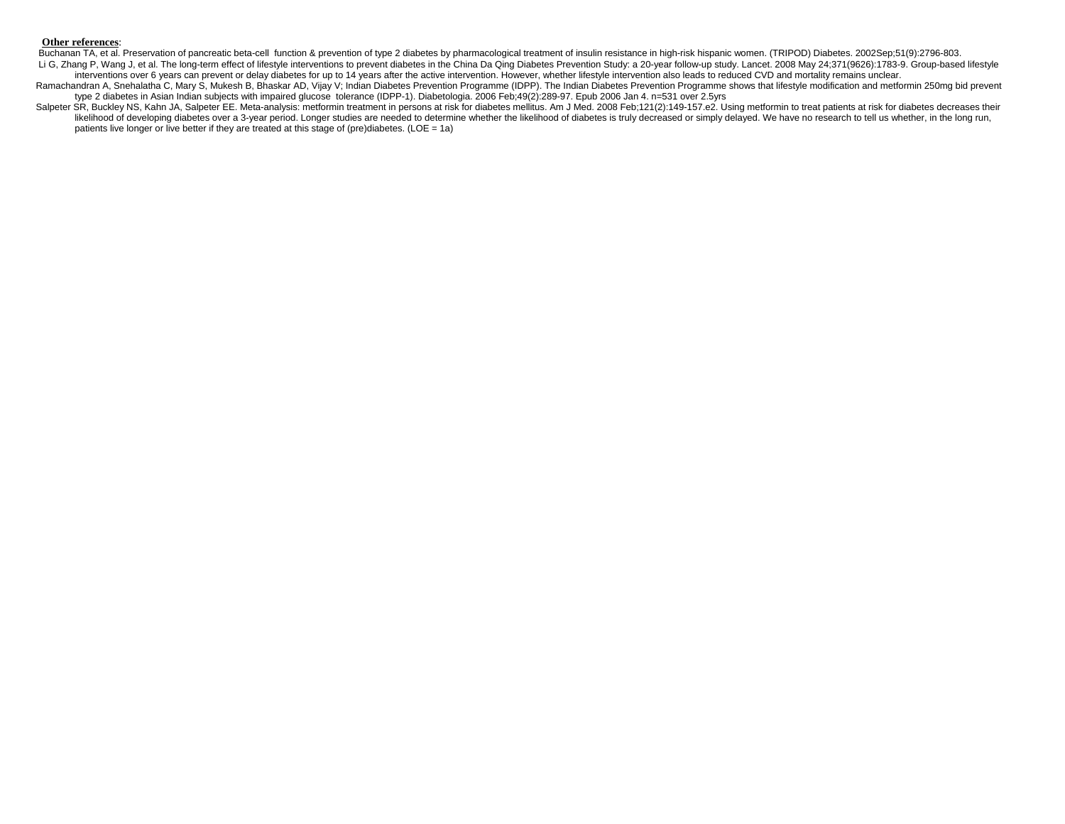**<u>Other references</u>**:

Buchanan TA, et al. Preservation of pancreatic beta-cell function & prevention of type 2 diabetes by pharmacological treatment of insulin resistance in high-risk hispanic women. (TRIPOD) Diabetes. 2002Sep;51(9):2796-803.

Li G, Zhang P, Wang J, et al. The long-term effect of lifestyle interventions to prevent diabetes in the China Da Qing Diabetes Prevention Study: a 20-year follow-up study. Lancet. 2008 May 24;371(9626):1783-9. Group-based lifestyle interventions over 6 years can prevent or delay diabetes for up to 14 years after the active intervention. However, whether lifestyle intervention also leads to reduced CVD and mortality remains unclear.

Ramachandran A, Snehalatha C, Mary S, Mukesh B, Bhaskar AD, Vijay V; Indian Diabetes Prevention Programme (IDPP). The Indian Diabetes Prevention Programme shows that lifestyle modification and metformin 250mg bid prevent type 2 diabetes in Asian Indian subjects with impaired glucose tolerance (IDPP-1). Diabetologia. 2006 Feb;49(2):289-97. Epub 2006 Jan 4. n=531 over 2.5yrs

Salpeter SR, Buckley NS, Kahn JA, Salpeter EE. Meta-analysis: metformin treatment in persons at risk for diabetes mellitus. Am J Med. 2008 Feb;121(2):149-157.e2. Using metformin to treat patients at risk for diabetes decreases their likelihood of developing diabetes over a 3-year period. Longer studies are needed to determine whether the likelihood of diabetes is truly decreased or simply delayed. We have no research to tell us whether, in the long run, patients live longer or live better if they are treated at this stage of (pre)diabetes. (LOE = 1a)